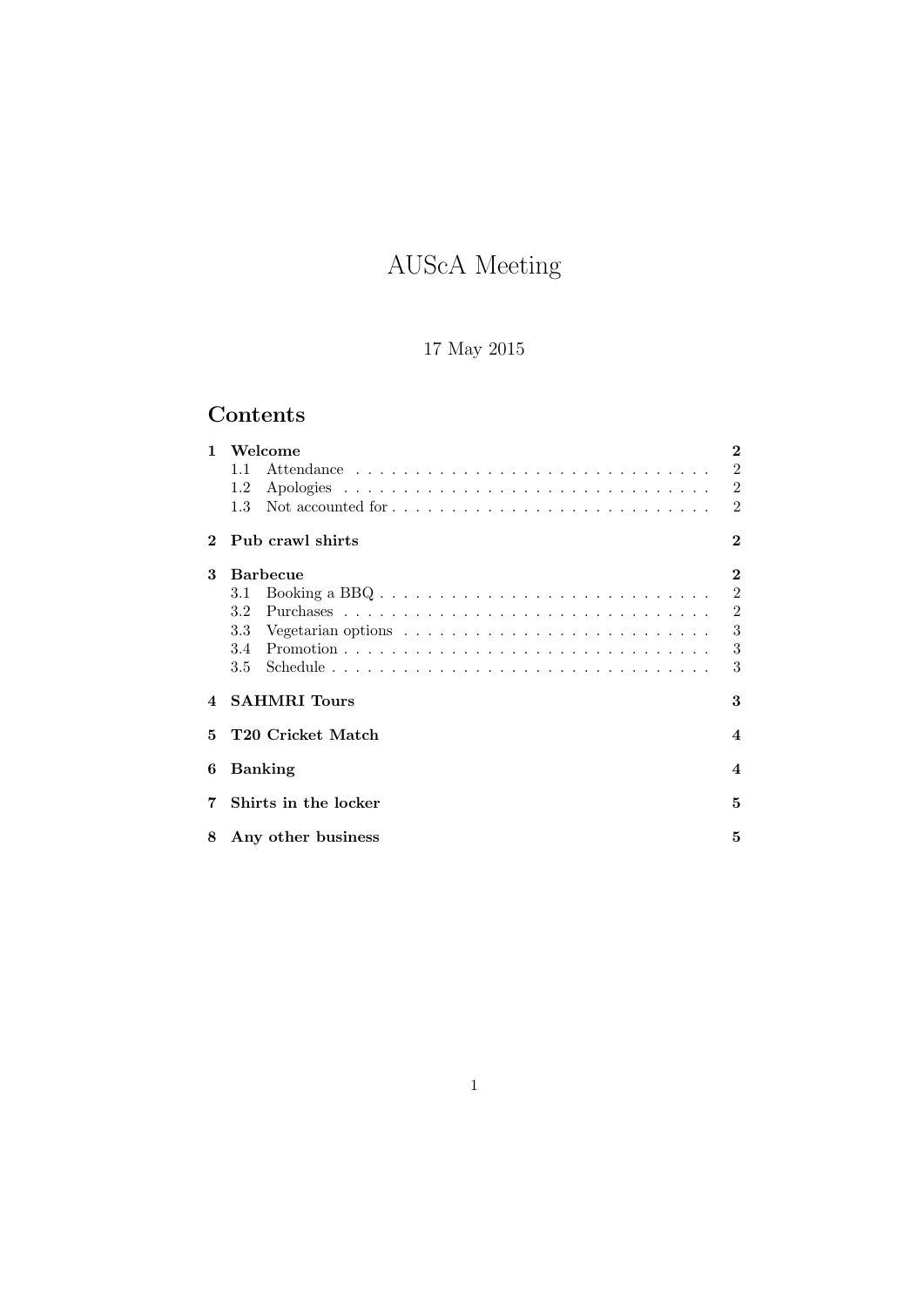# AUScA Meeting

17 May 2015

## Contents

**1 Welcome** **2**
- 1.1 Attendance . . . 2
- 1.2 Apologies . . . 2
- 1.3 Not accounted for . . . 2

**2 Pub crawl shirts** **2**

**3 Barbecue** **2**
- 3.1 Booking a BBQ . . . 2
- 3.2 Purchases . . . 2
- 3.3 Vegetarian options . . . 3
- 3.4 Promotion . . . 3
- 3.5 Schedule . . . 3

**4 SAHMRI Tours** **3**

**5 T20 Cricket Match** **4**

**6 Banking** **4**

**7 Shirts in the locker** **5**

**8 Any other business** **5**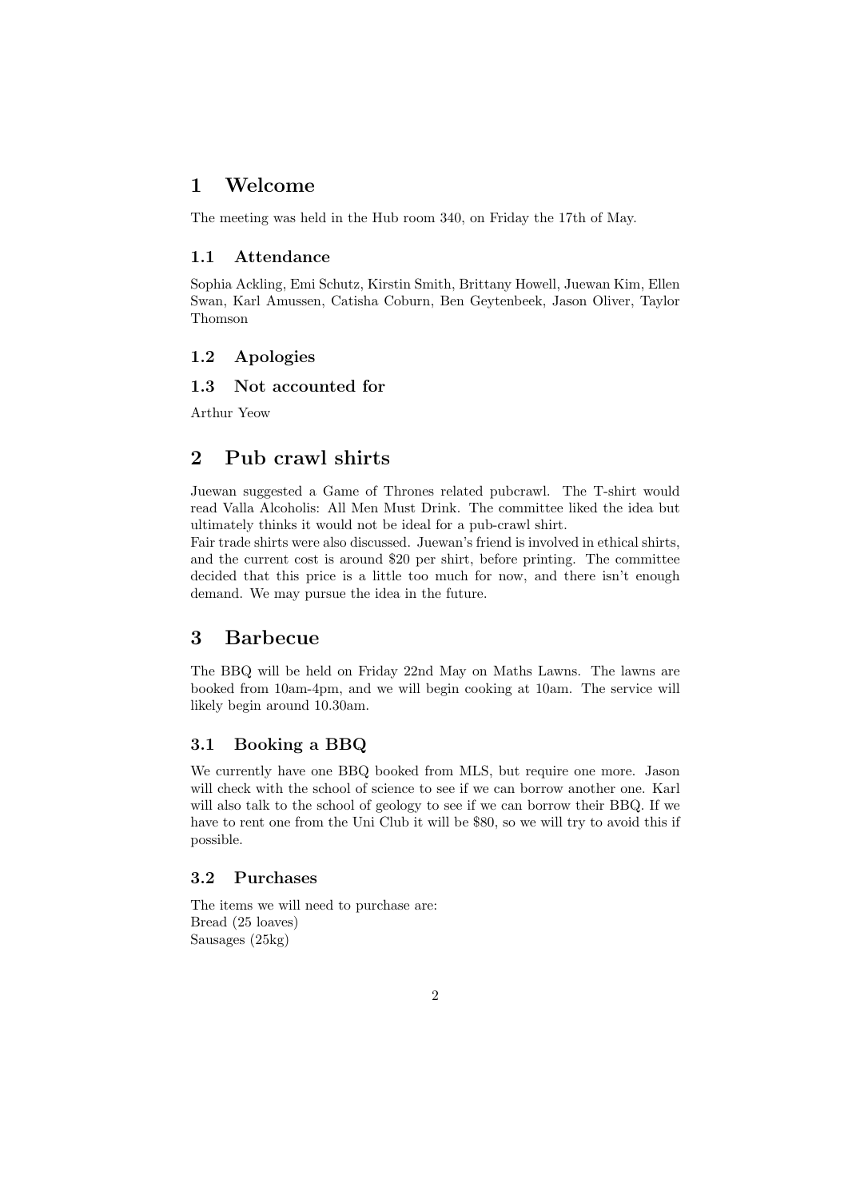# 1 Welcome

The meeting was held in the Hub room 340, on Friday the 17th of May.

## 1.1 Attendance

Sophia Ackling, Emi Schutz, Kirstin Smith, Brittany Howell, Juewan Kim, Ellen Swan, Karl Amussen, Catisha Coburn, Ben Geytenbeek, Jason Oliver, Taylor Thomson

## 1.2 Apologies

## 1.3 Not accounted for

Arthur Yeow

# 2 Pub crawl shirts

Juewan suggested a Game of Thrones related pubcrawl. The T-shirt would read Valla Alcoholis: All Men Must Drink. The committee liked the idea but ultimately thinks it would not be ideal for a pub-crawl shirt.
Fair trade shirts were also discussed. Juewan's friend is involved in ethical shirts, and the current cost is around $20 per shirt, before printing. The committee decided that this price is a little too much for now, and there isn't enough demand. We may pursue the idea in the future.

# 3 Barbecue

The BBQ will be held on Friday 22nd May on Maths Lawns. The lawns are booked from 10am-4pm, and we will begin cooking at 10am. The service will likely begin around 10.30am.

## 3.1 Booking a BBQ

We currently have one BBQ booked from MLS, but require one more. Jason will check with the school of science to see if we can borrow another one. Karl will also talk to the school of geology to see if we can borrow their BBQ. If we have to rent one from the Uni Club it will be $80, so we will try to avoid this if possible.

## 3.2 Purchases

The items we will need to purchase are:
Bread (25 loaves)
Sausages (25kg)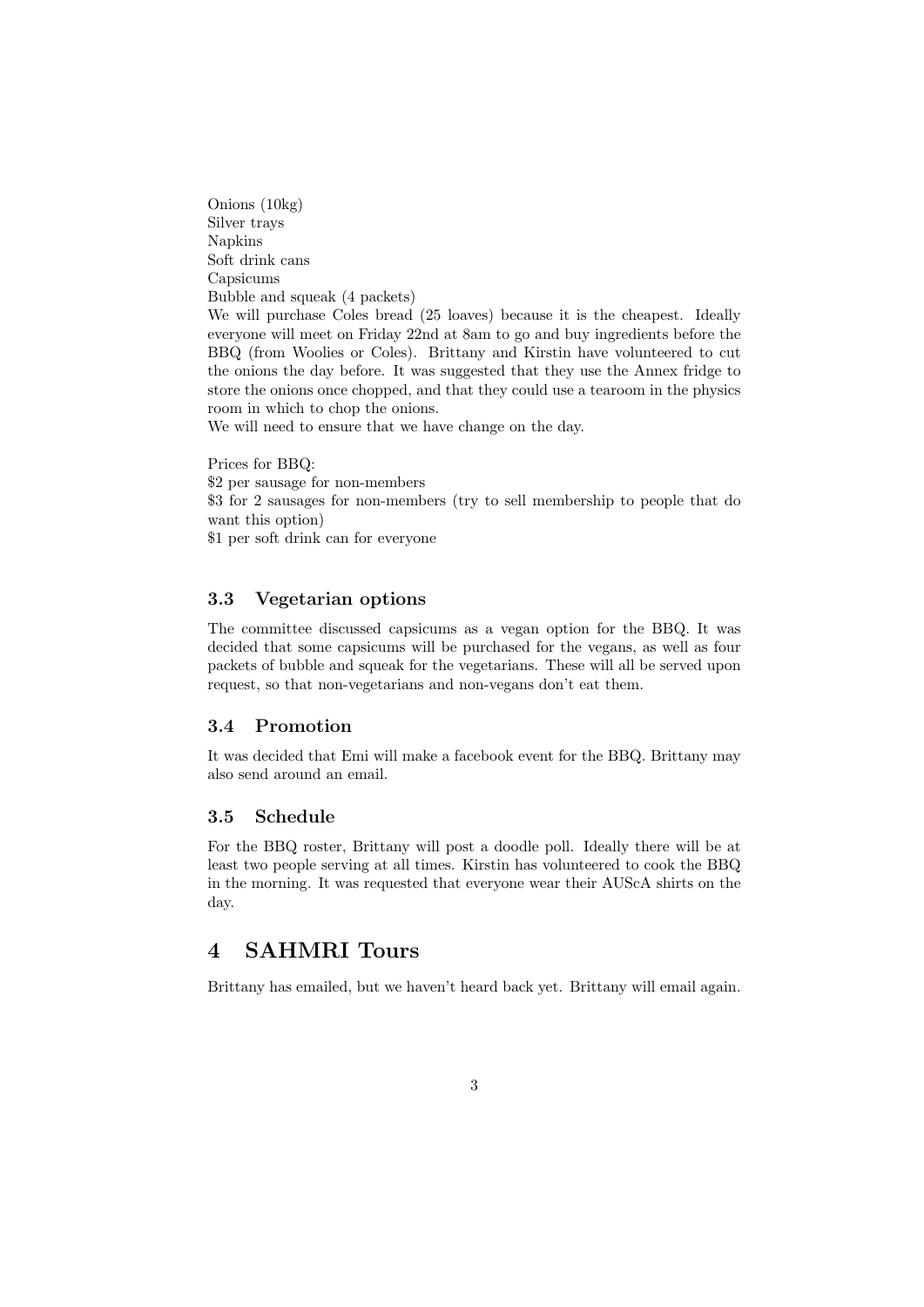Onions (10kg)  
Silver trays  
Napkins  
Soft drink cans  
Capsicums  
Bubble and squeak (4 packets)  
We will purchase Coles bread (25 loaves) because it is the cheapest. Ideally everyone will meet on Friday 22nd at 8am to go and buy ingredients before the BBQ (from Woolies or Coles). Brittany and Kirstin have volunteered to cut the onions the day before. It was suggested that they use the Annex fridge to store the onions once chopped, and that they could use a tearoom in the physics room in which to chop the onions.  
We will need to ensure that we have change on the day.

Prices for BBQ:  
$2 per sausage for non-members  
$3 for 2 sausages for non-members (try to sell membership to people that do want this option)  
$1 per soft drink can for everyone

### 3.3 Vegetarian options

The committee discussed capsicums as a vegan option for the BBQ. It was decided that some capsicums will be purchased for the vegans, as well as four packets of bubble and squeak for the vegetarians. These will all be served upon request, so that non-vegetarians and non-vegans don't eat them.

### 3.4 Promotion

It was decided that Emi will make a facebook event for the BBQ. Brittany may also send around an email.

### 3.5 Schedule

For the BBQ roster, Brittany will post a doodle poll. Ideally there will be at least two people serving at all times. Kirstin has volunteered to cook the BBQ in the morning. It was requested that everyone wear their AUScA shirts on the day.

## 4 SAHMRI Tours

Brittany has emailed, but we haven't heard back yet. Brittany will email again.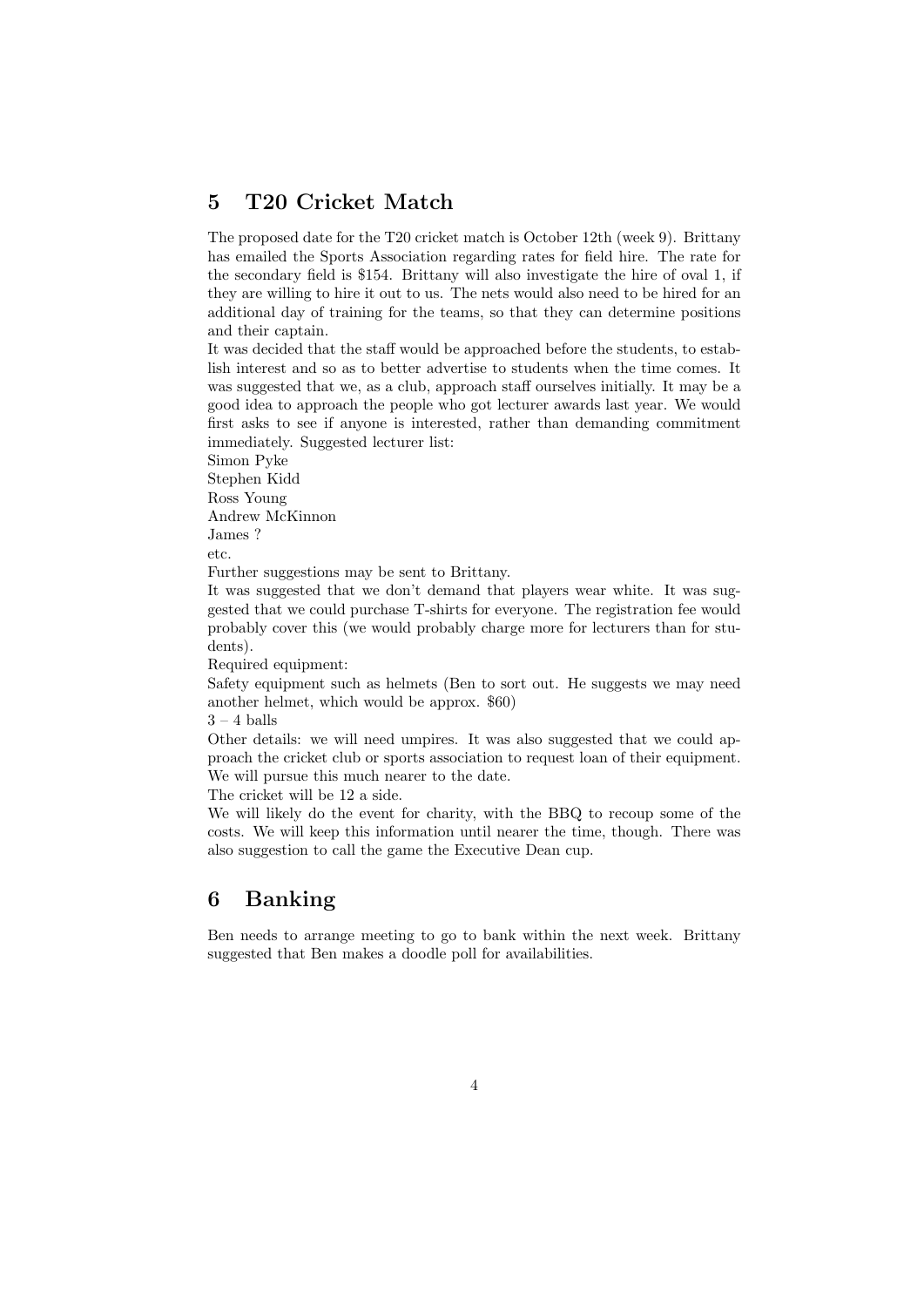## 5 T20 Cricket Match

The proposed date for the T20 cricket match is October 12th (week 9). Brittany has emailed the Sports Association regarding rates for field hire. The rate for the secondary field is $154. Brittany will also investigate the hire of oval 1, if they are willing to hire it out to us. The nets would also need to be hired for an additional day of training for the teams, so that they can determine positions and their captain.

It was decided that the staff would be approached before the students, to establish interest and so as to better advertise to students when the time comes. It was suggested that we, as a club, approach staff ourselves initially. It may be a good idea to approach the people who got lecturer awards last year. We would first asks to see if anyone is interested, rather than demanding commitment immediately. Suggested lecturer list:

Simon Pyke
Stephen Kidd
Ross Young
Andrew McKinnon
James ?
etc.

Further suggestions may be sent to Brittany.

It was suggested that we don't demand that players wear white. It was suggested that we could purchase T-shirts for everyone. The registration fee would probably cover this (we would probably charge more for lecturers than for students).

Required equipment:

Safety equipment such as helmets (Ben to sort out. He suggests we may need another helmet, which would be approx. $60)

3 – 4 balls

Other details: we will need umpires. It was also suggested that we could approach the cricket club or sports association to request loan of their equipment. We will pursue this much nearer to the date.

The cricket will be 12 a side.

We will likely do the event for charity, with the BBQ to recoup some of the costs. We will keep this information until nearer the time, though. There was also suggestion to call the game the Executive Dean cup.

## 6 Banking

Ben needs to arrange meeting to go to bank within the next week. Brittany suggested that Ben makes a doodle poll for availabilities.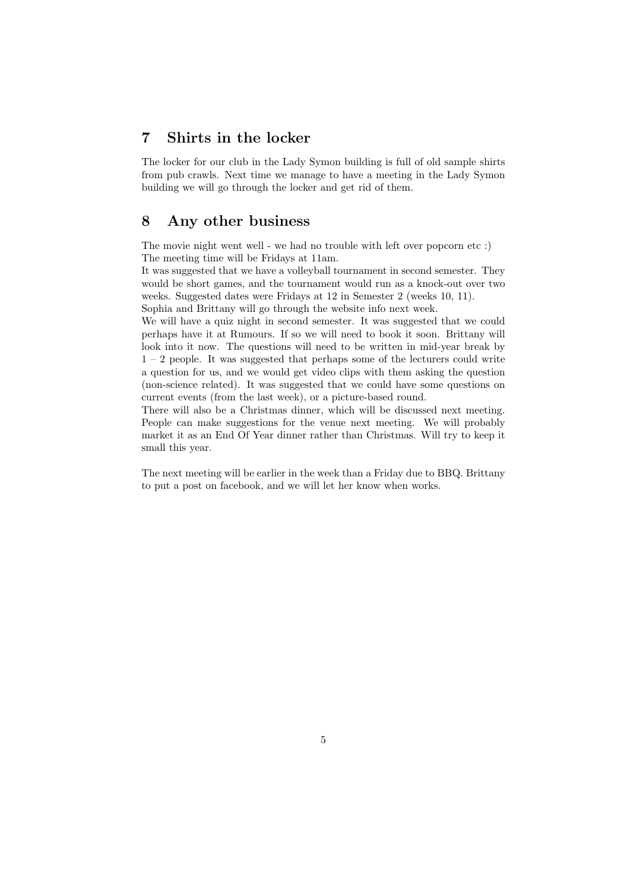## 7 Shirts in the locker

The locker for our club in the Lady Symon building is full of old sample shirts from pub crawls. Next time we manage to have a meeting in the Lady Symon building we will go through the locker and get rid of them.

## 8 Any other business

The movie night went well - we had no trouble with left over popcorn etc :)
The meeting time will be Fridays at 11am.
It was suggested that we have a volleyball tournament in second semester. They would be short games, and the tournament would run as a knock-out over two weeks. Suggested dates were Fridays at 12 in Semester 2 (weeks 10, 11).
Sophia and Brittany will go through the website info next week.
We will have a quiz night in second semester. It was suggested that we could perhaps have it at Rumours. If so we will need to book it soon. Brittany will look into it now. The questions will need to be written in mid-year break by 1 – 2 people. It was suggested that perhaps some of the lecturers could write a question for us, and we would get video clips with them asking the question (non-science related). It was suggested that we could have some questions on current events (from the last week), or a picture-based round.
There will also be a Christmas dinner, which will be discussed next meeting. People can make suggestions for the venue next meeting. We will probably market it as an End Of Year dinner rather than Christmas. Will try to keep it small this year.

The next meeting will be earlier in the week than a Friday due to BBQ. Brittany to put a post on facebook, and we will let her know when works.